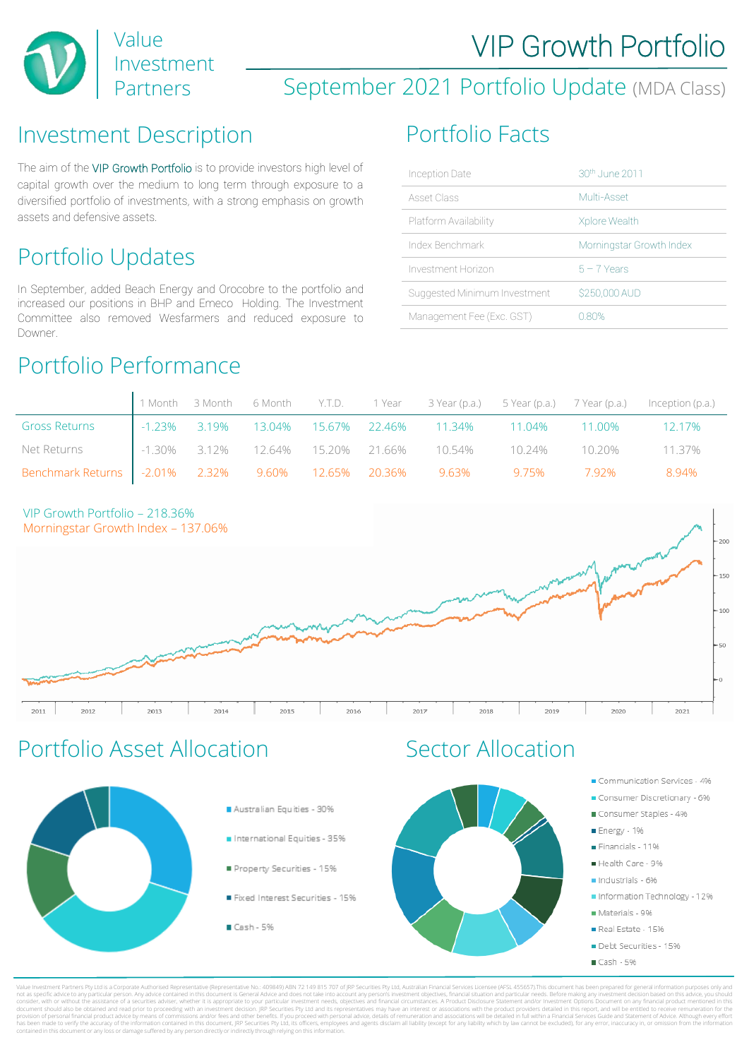# Value Investment Partners

# VIP Growth Portfolio

## September 2021 Portfolio Update (MDA Class)

## Investment Description

The aim of the VIP Growth Portfolio is to provide investors high level of capital growth over the medium to long term through exposure to a diversified portfolio of investments, with a strong emphasis on growth assets and defensive assets.

## Portfolio Facts

| | |
|---|---|
| Inception Date | 30th June 2011 |
| Asset Class | Multi-Asset |
| Platform Availability | Xplore Wealth |
| Index Benchmark | Morningstar Growth Index |
| Investment Horizon | 5 – 7 Years |
| Suggested Minimum Investment | $250,000 AUD |
| Management Fee (Exc. GST) | 0.80% |

## Portfolio Updates

In September, added Beach Energy and Orocobre to the portfolio and increased our positions in BHP and Emeco Holding. The Investment Committee also removed Wesfarmers and reduced exposure to Downer.

## Portfolio Performance

| | 1 Month | 3 Month | 6 Month | Y.T.D. | 1 Year | 3 Year (p.a.) | 5 Year (p.a.) | 7 Year (p.a.) | Inception (p.a.) |
|---|---|---|---|---|---|---|---|---|---|
| Gross Returns | -1.23% | 3.19% | 13.04% | 15.67% | 22.46% | 11.34% | 11.04% | 11.00% | 12.17% |
| Net Returns | -1.30% | 3.12% | 12.64% | 15.20% | 21.66% | 10.54% | 10.24% | 10.20% | 11.37% |
| Benchmark Returns | -2.01% | 2.32% | 9.60% | 12.65% | 20.36% | 9.63% | 9.75% | 7.92% | 8.94% |

VIP Growth Portfolio – 218.36%
Morningstar Growth Index – 137.06%

## Portfolio Asset Allocation

- Australian Equities - 30%
- International Equities - 35%
- Property Securities - 15%
- Fixed Interest Securities - 15%
- Cash - 5%

## Sector Allocation

- Communication Services - 4%
- Consumer Discretionary - 6%
- Consumer Staples - 4%
- Energy - 1%
- Financials - 11%
- Health Care - 9%
- Industrials - 6%
- Information Technology - 12%
- Materials - 9%
- Real Estate - 15%
- Debt Securities - 15%
- Cash - 5%

Value Investment Partners Pty Ltd is a Corporate Authorised Representative (Representative No.: 409849) ABN 72 149 815 707 of JRP Securities Pty Ltd, Australian Financial Services Licensee (AFSL 455657).This document has been prepared for general information purposes only and not as specific advice to any particular person. Any advice contained in this document is General Advice and does not take into account any person's investment objectives, financial situation and particular needs. Before making any investment decision based on this advice, you should consider, with or without the assistance of a securities adviser, whether it is appropriate to your particular investment needs, objectives and financial circumstances. A Product Disclosure Statement and/or Investment Options Document on any financial product mentioned in this document should also be obtained and read prior to proceeding with an investment decision. JRP Securities Pty Ltd and its representatives may have an interest or associations with the product providers detailed in this report, and will be entitled to receive remuneration for the provision of personal financial product advice by means of commissions and/or fees and other benefits. If you proceed with personal advice, details of remuneration and associations will be detailed in full within a Financial Services Guide and Statement of Advice. Although every effort has been made to verify the accuracy of the information contained in this document, JRP Securities Pty Ltd, its officers, employees and agents disclaim all liability (except for any liability which by law cannot be excluded), for any error, inaccuracy in, or omission from the information contained in this document or any loss or damage suffered by any person directly or indirectly through relying on this information.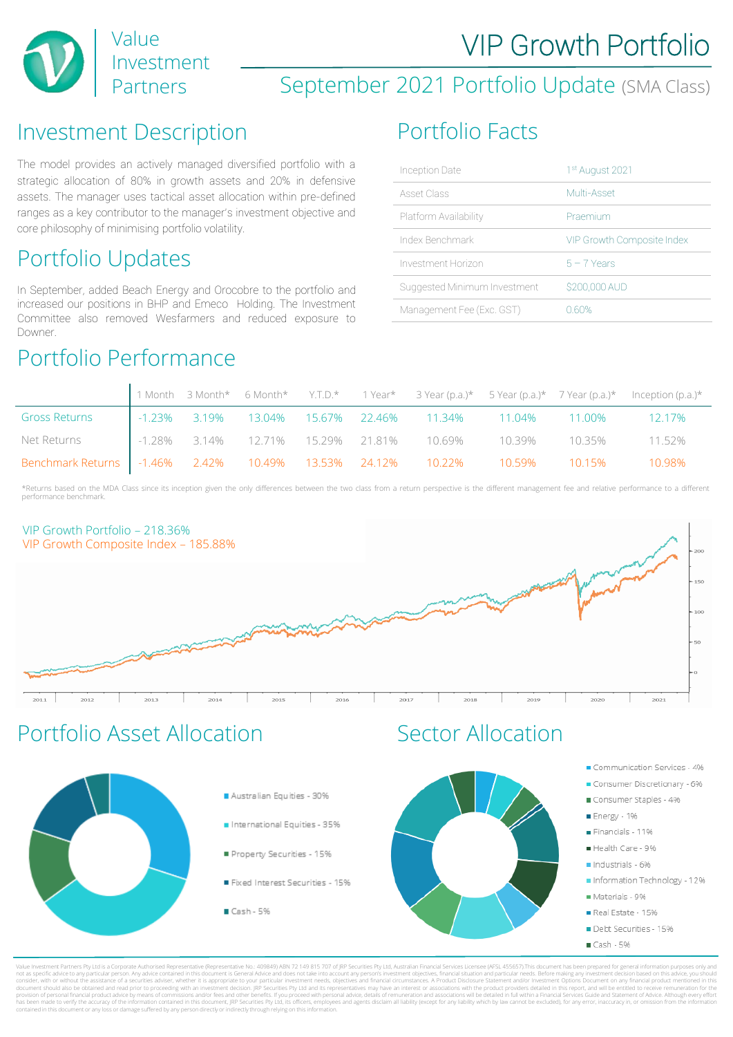Value Investment Partners

# VIP Growth Portfolio

## September 2021 Portfolio Update (SMA Class)

## Investment Description

The model provides an actively managed diversified portfolio with a strategic allocation of 80% in growth assets and 20% in defensive assets. The manager uses tactical asset allocation within pre-defined ranges as a key contributor to the manager's investment objective and core philosophy of minimising portfolio volatility.

## Portfolio Facts

| | |
|---|---|
| Inception Date | 1st August 2021 |
| Asset Class | Multi-Asset |
| Platform Availability | Praemium |
| Index Benchmark | VIP Growth Composite Index |
| Investment Horizon | 5 – 7 Years |
| Suggested Minimum Investment | $200,000 AUD |
| Management Fee (Exc. GST) | 0.60% |

## Portfolio Updates

In September, added Beach Energy and Orocobre to the portfolio and increased our positions in BHP and Emeco Holding. The Investment Committee also removed Wesfarmers and reduced exposure to Downer.

## Portfolio Performance

| | 1 Month | 3 Month* | 6 Month* | Y.T.D.* | 1 Year* | 3 Year (p.a.)* | 5 Year (p.a.)* | 7 Year (p.a.)* | Inception (p.a.)* |
|---|---|---|---|---|---|---|---|---|---|
| Gross Returns | -1.23% | 3.19% | 13.04% | 15.67% | 22.46% | 11.34% | 11.04% | 11.00% | 12.17% |
| Net Returns | -1.28% | 3.14% | 12.71% | 15.29% | 21.81% | 10.69% | 10.39% | 10.35% | 11.52% |
| Benchmark Returns | -1.46% | 2.42% | 10.49% | 13.53% | 24.12% | 10.22% | 10.59% | 10.15% | 10.98% |

*Returns based on the MDA Class since its inception given the only differences between the two class from a return perspective is the different management fee and relative performance to a different performance benchmark.

VIP Growth Portfolio – 218.36%
VIP Growth Composite Index – 185.88%

200
150
100
50
0

2011 2012 2013 2014 2015 2016 2017 2018 2019 2020 2021

## Portfolio Asset Allocation

- Australian Equities - 30%
- International Equities - 35%
- Property Securities - 15%
- Fixed Interest Securities - 15%
- Cash - 5%

## Sector Allocation

- Communication Services - 4%
- Consumer Discretionary - 6%
- Consumer Staples - 4%
- Energy - 1%
- Financials - 11%
- Health Care - 9%
- Industrials - 6%
- Information Technology - 12%
- Materials - 9%
- Real Estate - 15%
- Debt Securities - 15%
- Cash - 5%

Value Investment Partners Pty Ltd is a Corporate Authorised Representative (Representative No.: 409849) ABN 72 149 815 707 of JRP Securities Pty Ltd, Australian Financial Services Licensee (AFSL 455657).This document has been prepared for general information purposes only and not as specific advice to any particular person. Any advice contained in this document is General Advice and does not take into account any person's investment objectives, financial situation and particular needs. Before making any investment decision based on this advice, you should consider, with or without the assistance of a securities adviser, whether it is appropriate to your particular investment needs, objectives and financial circumstances. A Product Disclosure Statement and/or Investment Options Document on any financial product mentioned in this document should also be obtained and read prior to proceeding with an investment decision. JRP Securities Pty Ltd and its representatives may have an interest or associations with the product providers detailed in this report, and will be entitled to receive remuneration for the provision of personal financial product advice by means of commissions and/or fees and other benefits. If you proceed with personal advice, details of remuneration and associations will be detailed in full within a Financial Services Guide and Statement of Advice. Although every effort has been made to verify the accuracy of the information contained in this document, JRP Securities Pty Ltd, its officers, employees and agents disclaim all liability (except for any liability which by law cannot be excluded), for any error, inaccuracy in, or omission from the information contained in this document or any loss or damage suffered by any person directly or indirectly through relying on this information.